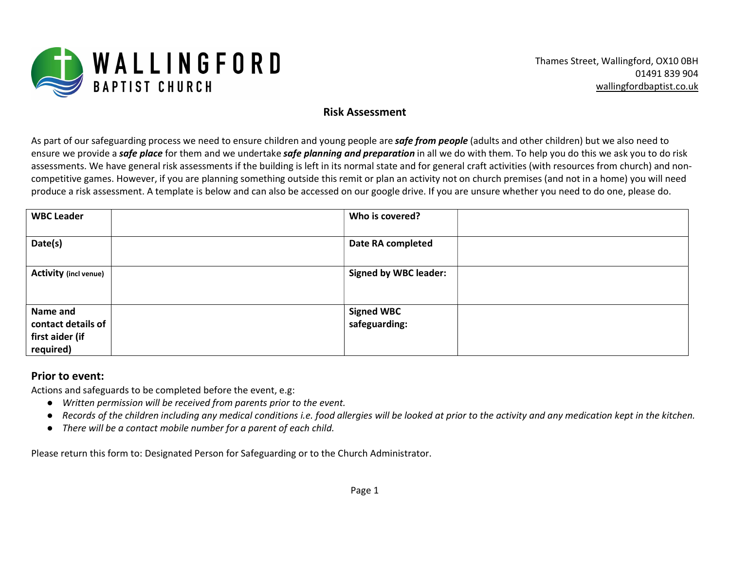WALLINGFORD BAPTIST CHURCH

Thames Street, Wallingford, OX10 0BH
01491 839 904
wallingfordbaptist.co.uk

## Risk Assessment

As part of our safeguarding process we need to ensure children and young people are ***safe from people*** (adults and other children) but we also need to ensure we provide a ***safe place*** for them and we undertake ***safe planning and preparation*** in all we do with them. To help you do this we ask you to do risk assessments. We have general risk assessments if the building is left in its normal state and for general craft activities (with resources from church) and non-competitive games. However, if you are planning something outside this remit or plan an activity not on church premises (and not in a home) you will need produce a risk assessment. A template is below and can also be accessed on our google drive. If you are unsure whether you need to do one, please do.

| **WBC Leader** | | **Who is covered?** | |
|---|---|---|---|
| **Date(s)** | | **Date RA completed** | |
| **Activity** **(incl venue)** | | **Signed by WBC leader:** | |
| **Name and contact details of first aider (if required)** | | **Signed WBC safeguarding:** | |

### Prior to event:

Actions and safeguards to be completed before the event, e.g:

- *Written permission will be received from parents prior to the event.*
- *Records of the children including any medical conditions i.e. food allergies will be looked at prior to the activity and any medication kept in the kitchen.*
- *There will be a contact mobile number for a parent of each child.*

Please return this form to: Designated Person for Safeguarding or to the Church Administrator.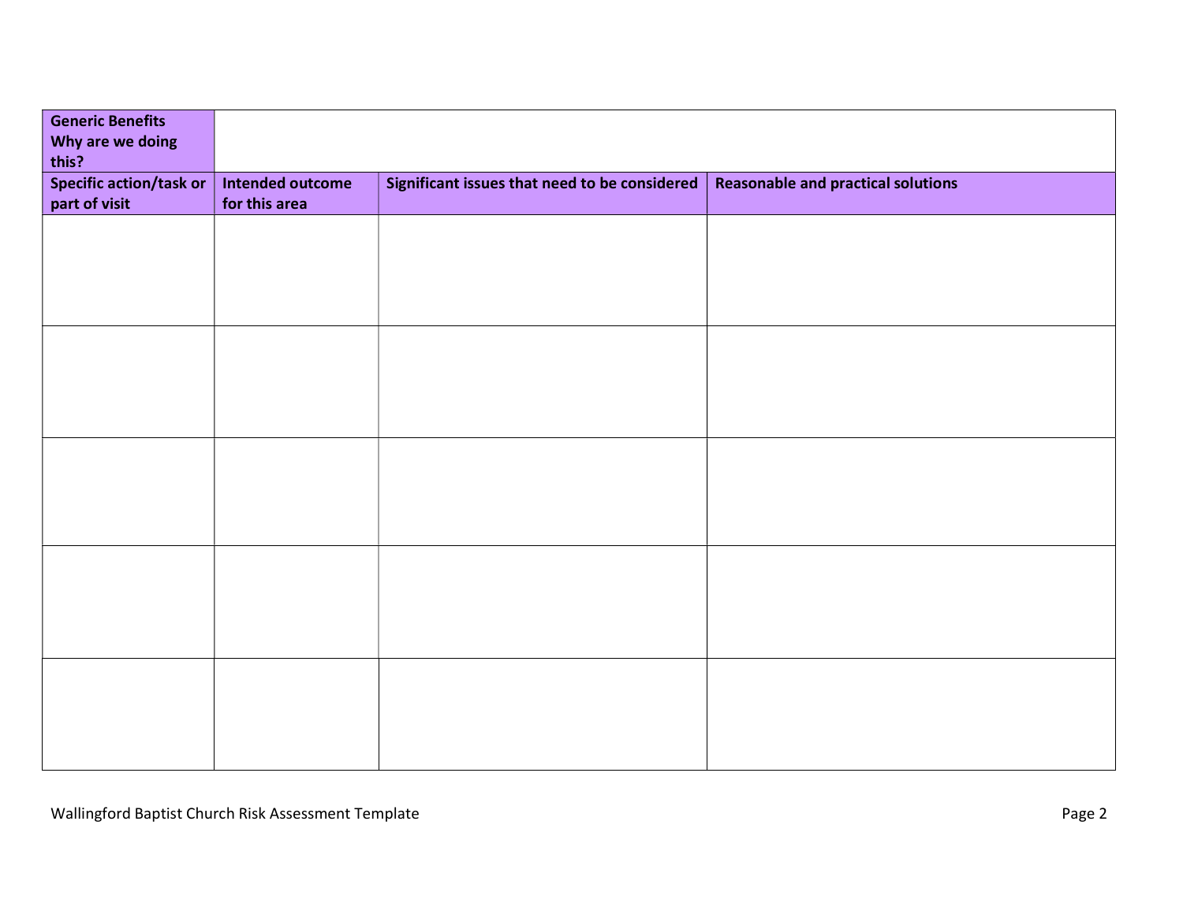| **Generic Benefits Why are we doing this?** | | | |
|---|---|---|---|
| **Specific action/task or part of visit** | **Intended outcome for this area** | **Significant issues that need to be considered** | **Reasonable and practical solutions** |
| | | | |
| | | | |
| | | | |
| | | | |
| | | | |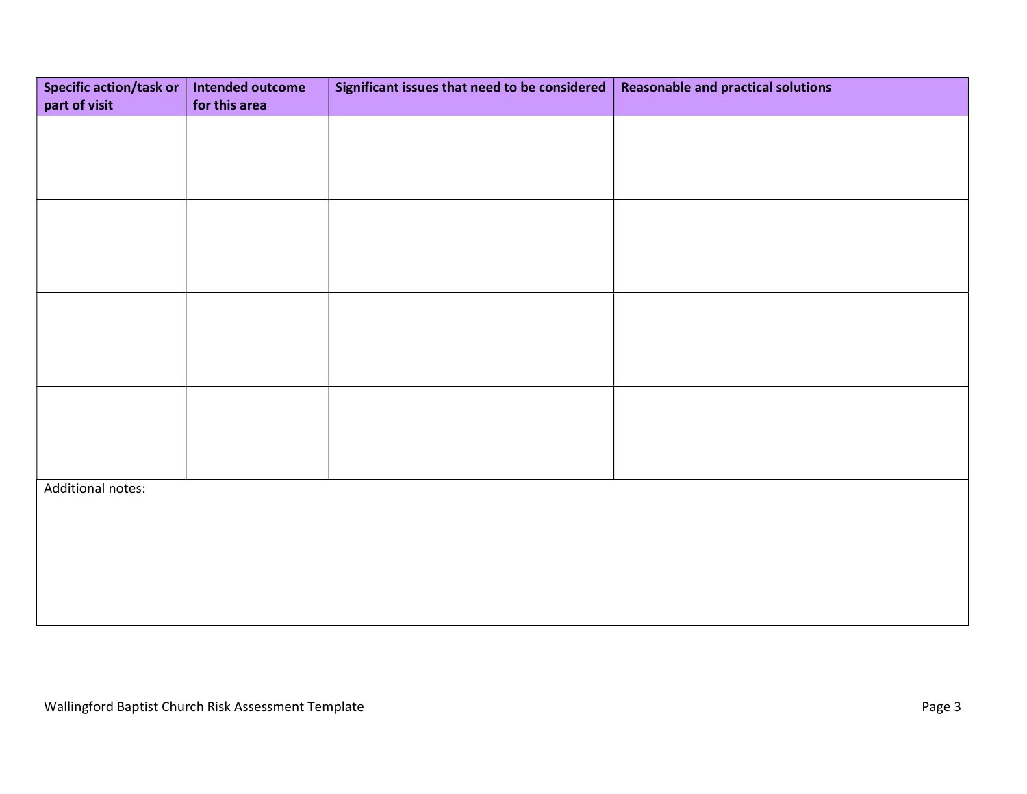| Specific action/task or part of visit | Intended outcome for this area | Significant issues that need to be considered | Reasonable and practical solutions |
|---|---|---|---|
| | | | |
| | | | |
| | | | |
| | | | |

Additional notes: